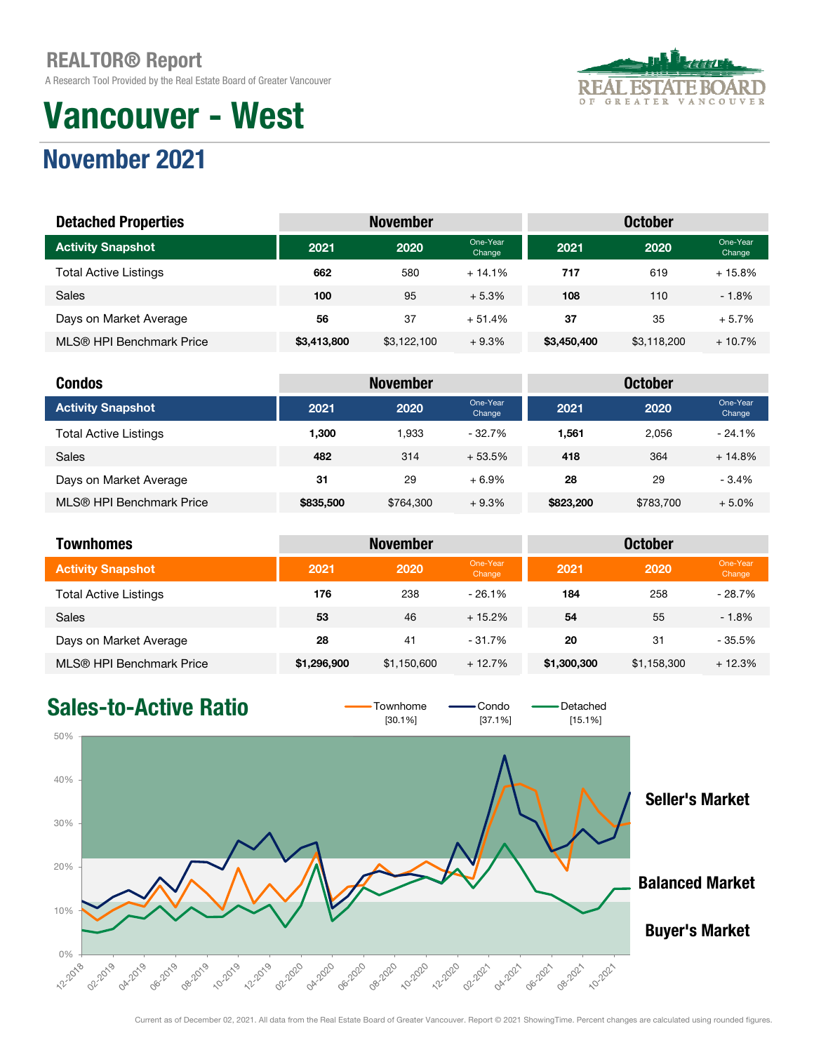# REALTOR® Report

A Research Tool Provided by the Real Estate Board of Greater Vancouver

# Vancouver - West

## November 2021

| Detached Properties | November | | | October | | |
|---|---|---|---|---|---|---|
| Activity Snapshot | 2021 | 2020 | One-Year Change | 2021 | 2020 | One-Year Change |
| Total Active Listings | **662** | 580 | + 14.1% | **717** | 619 | + 15.8% |
| Sales | **100** | 95 | + 5.3% | **108** | 110 | - 1.8% |
| Days on Market Average | **56** | 37 | + 51.4% | **37** | 35 | + 5.7% |
| MLS® HPI Benchmark Price | **$3,413,800** | $3,122,100 | + 9.3% | **$3,450,400** | $3,118,200 | + 10.7% |

| Condos | November | | | October | | |
|---|---|---|---|---|---|---|
| Activity Snapshot | 2021 | 2020 | One-Year Change | 2021 | 2020 | One-Year Change |
| Total Active Listings | **1,300** | 1,933 | - 32.7% | **1,561** | 2,056 | - 24.1% |
| Sales | **482** | 314 | + 53.5% | **418** | 364 | + 14.8% |
| Days on Market Average | **31** | 29 | + 6.9% | **28** | 29 | - 3.4% |
| MLS® HPI Benchmark Price | **$835,500** | $764,300 | + 9.3% | **$823,200** | $783,700 | + 5.0% |

| Townhomes | November | | | October | | |
|---|---|---|---|---|---|---|
| Activity Snapshot | 2021 | 2020 | One-Year Change | 2021 | 2020 | One-Year Change |
| Total Active Listings | **176** | 238 | - 26.1% | **184** | 258 | - 28.7% |
| Sales | **53** | 46 | + 15.2% | **54** | 55 | - 1.8% |
| Days on Market Average | **28** | 41 | - 31.7% | **20** | 31 | - 35.5% |
| MLS® HPI Benchmark Price | **$1,296,900** | $1,150,600 | + 12.7% | **$1,300,300** | $1,158,300 | + 12.3% |

## Sales-to-Active Ratio

Townhome [30.1%] | Condo [37.1%] | Detached [15.1%]

Seller's Market

Balanced Market

Buyer's Market

Current as of December 02, 2021. All data from the Real Estate Board of Greater Vancouver. Report © 2021 ShowingTime. Percent changes are calculated using rounded figures.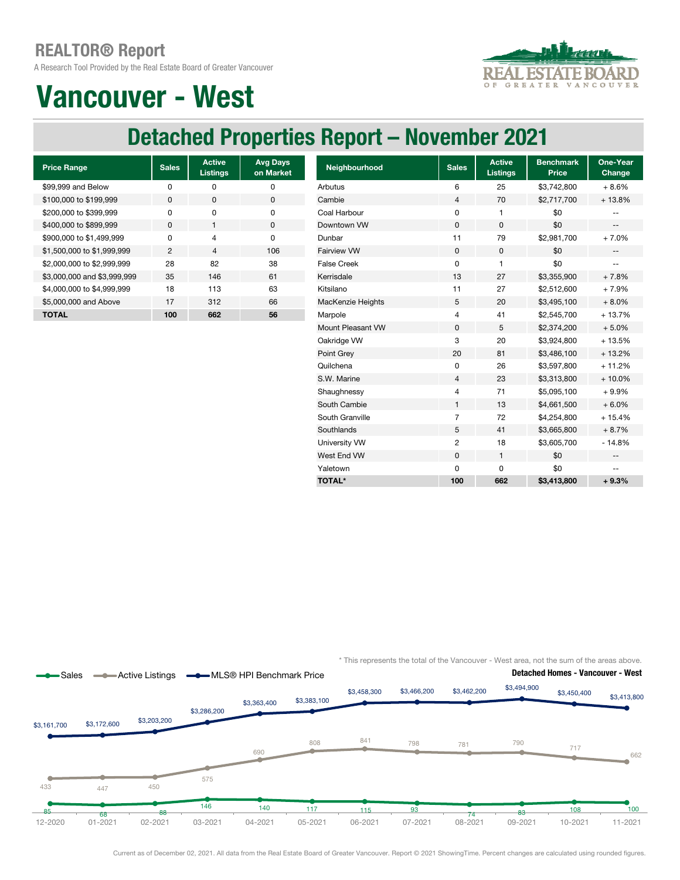# REALTOR® Report

A Research Tool Provided by the Real Estate Board of Greater Vancouver

# Vancouver - West

## Detached Properties Report – November 2021

| Price Range | Sales | Active Listings | Avg Days on Market |
|---|---|---|---|
| $99,999 and Below | 0 | 0 | 0 |
| $100,000 to $199,999 | 0 | 0 | 0 |
| $200,000 to $399,999 | 0 | 0 | 0 |
| $400,000 to $899,999 | 0 | 1 | 0 |
| $900,000 to $1,499,999 | 0 | 4 | 0 |
| $1,500,000 to $1,999,999 | 2 | 4 | 106 |
| $2,000,000 to $2,999,999 | 28 | 82 | 38 |
| $3,000,000 and $3,999,999 | 35 | 146 | 61 |
| $4,000,000 to $4,999,999 | 18 | 113 | 63 |
| $5,000,000 and Above | 17 | 312 | 66 |
| **TOTAL** | **100** | **662** | **56** |

| Neighbourhood | Sales | Active Listings | Benchmark Price | One-Year Change |
|---|---|---|---|---|
| Arbutus | 6 | 25 | $3,742,800 | + 8.6% |
| Cambie | 4 | 70 | $2,717,700 | + 13.8% |
| Coal Harbour | 0 | 1 | $0 | -- |
| Downtown VW | 0 | 0 | $0 | -- |
| Dunbar | 11 | 79 | $2,981,700 | + 7.0% |
| Fairview VW | 0 | 0 | $0 | -- |
| False Creek | 0 | 1 | $0 | -- |
| Kerrisdale | 13 | 27 | $3,355,900 | + 7.8% |
| Kitsilano | 11 | 27 | $2,512,600 | + 7.9% |
| MacKenzie Heights | 5 | 20 | $3,495,100 | + 8.0% |
| Marpole | 4 | 41 | $2,545,700 | + 13.7% |
| Mount Pleasant VW | 0 | 5 | $2,374,200 | + 5.0% |
| Oakridge VW | 3 | 20 | $3,924,800 | + 13.5% |
| Point Grey | 20 | 81 | $3,486,100 | + 13.2% |
| Quilchena | 0 | 26 | $3,597,800 | + 11.2% |
| S.W. Marine | 4 | 23 | $3,313,800 | + 10.0% |
| Shaughnessy | 4 | 71 | $5,095,100 | + 9.9% |
| South Cambie | 1 | 13 | $4,661,500 | + 6.0% |
| South Granville | 7 | 72 | $4,254,800 | + 15.4% |
| Southlands | 5 | 41 | $3,665,800 | + 8.7% |
| University VW | 2 | 18 | $3,605,700 | - 14.8% |
| West End VW | 0 | 1 | $0 | -- |
| Yaletown | 0 | 0 | $0 | -- |
| **TOTAL*** | **100** | **662** | **$3,413,800** | **+ 9.3%** |

\* This represents the total of the Vancouver - West area, not the sum of the areas above.

**Detached Homes - Vancouver - West**

| | 12-2020 | 01-2021 | 02-2021 | 03-2021 | 04-2021 | 05-2021 | 06-2021 | 07-2021 | 08-2021 | 09-2021 | 10-2021 | 11-2021 |
|---|---|---|---|---|---|---|---|---|---|---|---|---|
| Sales | 85 | 68 | 88 | 146 | 140 | 117 | 115 | 93 | 74 | 83 | 108 | 100 |
| Active Listings | 433 | 447 | 450 | 575 | 690 | 808 | 841 | 798 | 781 | 790 | 717 | 662 |
| MLS® HPI Benchmark Price | $3,161,700 | $3,172,600 | $3,203,200 | $3,286,200 | $3,363,400 | $3,383,100 | $3,458,300 | $3,466,200 | $3,462,200 | $3,494,900 | $3,450,400 | $3,413,800 |

Current as of December 02, 2021. All data from the Real Estate Board of Greater Vancouver. Report © 2021 ShowingTime. Percent changes are calculated using rounded figures.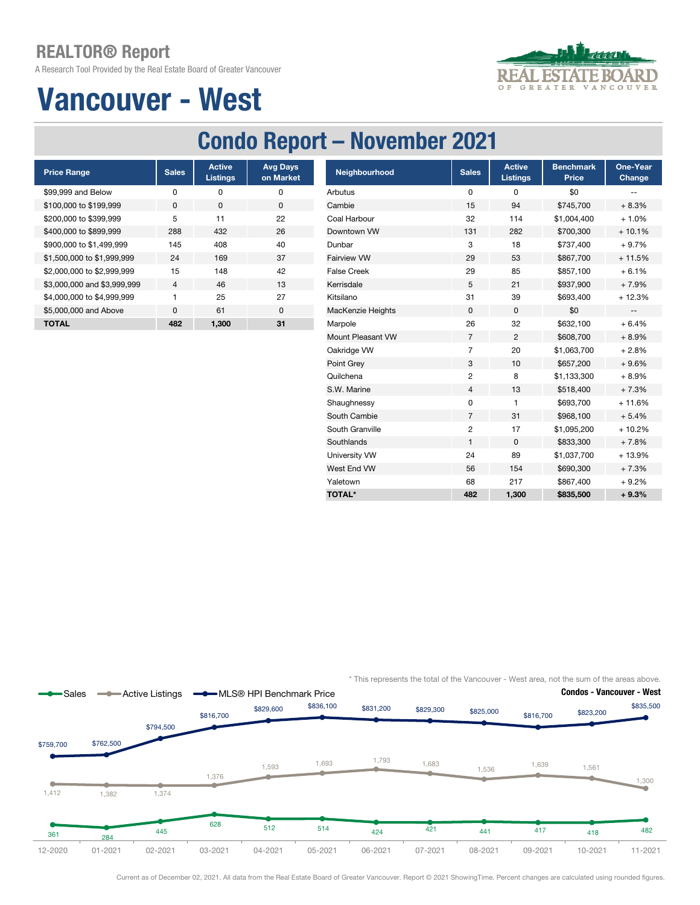# REALTOR® Report

A Research Tool Provided by the Real Estate Board of Greater Vancouver

# Vancouver - West

## Condo Report – November 2021

| Price Range | Sales | Active Listings | Avg Days on Market |
|---|---|---|---|
| $99,999 and Below | 0 | 0 | 0 |
| $100,000 to $199,999 | 0 | 0 | 0 |
| $200,000 to $399,999 | 5 | 11 | 22 |
| $400,000 to $899,999 | 288 | 432 | 26 |
| $900,000 to $1,499,999 | 145 | 408 | 40 |
| $1,500,000 to $1,999,999 | 24 | 169 | 37 |
| $2,000,000 to $2,999,999 | 15 | 148 | 42 |
| $3,000,000 and $3,999,999 | 4 | 46 | 13 |
| $4,000,000 to $4,999,999 | 1 | 25 | 27 |
| $5,000,000 and Above | 0 | 61 | 0 |
| **TOTAL** | **482** | **1,300** | **31** |

| Neighbourhood | Sales | Active Listings | Benchmark Price | One-Year Change |
|---|---|---|---|---|
| Arbutus | 0 | 0 | $0 | -- |
| Cambie | 15 | 94 | $745,700 | + 8.3% |
| Coal Harbour | 32 | 114 | $1,004,400 | + 1.0% |
| Downtown VW | 131 | 282 | $700,300 | + 10.1% |
| Dunbar | 3 | 18 | $737,400 | + 9.7% |
| Fairview VW | 29 | 53 | $867,700 | + 11.5% |
| False Creek | 29 | 85 | $857,100 | + 6.1% |
| Kerrisdale | 5 | 21 | $937,900 | + 7.9% |
| Kitsilano | 31 | 39 | $693,400 | + 12.3% |
| MacKenzie Heights | 0 | 0 | $0 | -- |
| Marpole | 26 | 32 | $632,100 | + 6.4% |
| Mount Pleasant VW | 7 | 2 | $608,700 | + 8.9% |
| Oakridge VW | 7 | 20 | $1,063,700 | + 2.8% |
| Point Grey | 3 | 10 | $657,200 | + 9.6% |
| Quilchena | 2 | 8 | $1,133,300 | + 8.9% |
| S.W. Marine | 4 | 13 | $518,400 | + 7.3% |
| Shaughnessy | 0 | 1 | $693,700 | + 11.6% |
| South Cambie | 7 | 31 | $968,100 | + 5.4% |
| South Granville | 2 | 17 | $1,095,200 | + 10.2% |
| Southlands | 1 | 0 | $833,300 | + 7.8% |
| University VW | 24 | 89 | $1,037,700 | + 13.9% |
| West End VW | 56 | 154 | $690,300 | + 7.3% |
| Yaletown | 68 | 217 | $867,400 | + 9.2% |
| **TOTAL*** | **482** | **1,300** | **$835,500** | **+ 9.3%** |

\* This represents the total of the Vancouver - West area, not the sum of the areas above.

**Condos - Vancouver - West**

| | 12-2020 | 01-2021 | 02-2021 | 03-2021 | 04-2021 | 05-2021 | 06-2021 | 07-2021 | 08-2021 | 09-2021 | 10-2021 | 11-2021 |
|---|---|---|---|---|---|---|---|---|---|---|---|---|
| Sales | 361 | 284 | 445 | 628 | 512 | 514 | 424 | 421 | 441 | 417 | 418 | 482 |
| Active Listings | 1,412 | 1,382 | 1,374 | 1,376 | 1,593 | 1,693 | 1,793 | 1,683 | 1,536 | 1,639 | 1,561 | 1,300 |
| MLS® HPI Benchmark Price | $759,700 | $762,500 | $794,500 | $816,700 | $829,600 | $836,100 | $831,200 | $829,300 | $825,000 | $816,700 | $823,200 | $835,500 |

Current as of December 02, 2021. All data from the Real Estate Board of Greater Vancouver. Report © 2021 ShowingTime. Percent changes are calculated using rounded figures.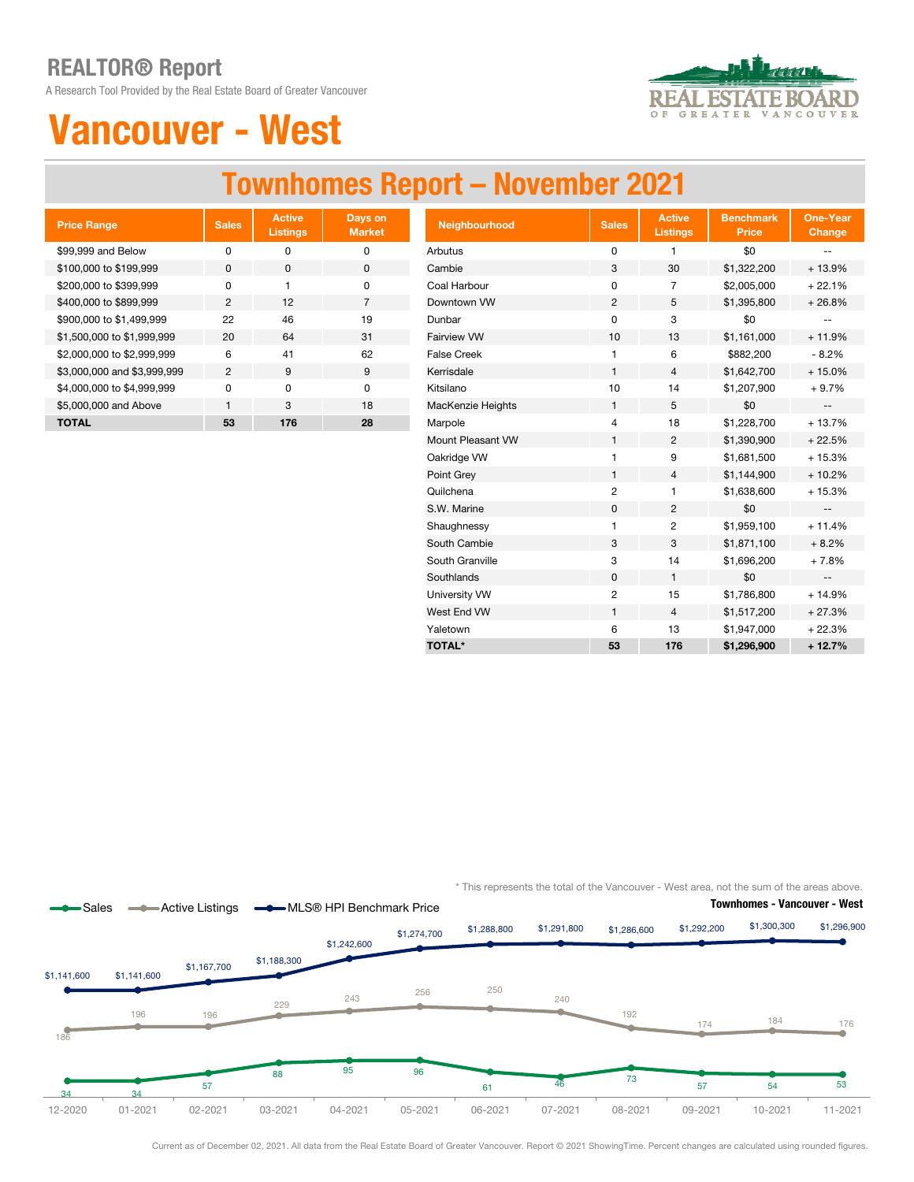# REALTOR® Report

A Research Tool Provided by the Real Estate Board of Greater Vancouver

# Vancouver - West

## Townhomes Report – November 2021

| Price Range | Sales | Active Listings | Days on Market |
|---|---|---|---|
| $99,999 and Below | 0 | 0 | 0 |
| $100,000 to $199,999 | 0 | 0 | 0 |
| $200,000 to $399,999 | 0 | 1 | 0 |
| $400,000 to $899,999 | 2 | 12 | 7 |
| $900,000 to $1,499,999 | 22 | 46 | 19 |
| $1,500,000 to $1,999,999 | 20 | 64 | 31 |
| $2,000,000 to $2,999,999 | 6 | 41 | 62 |
| $3,000,000 and $3,999,999 | 2 | 9 | 9 |
| $4,000,000 to $4,999,999 | 0 | 0 | 0 |
| $5,000,000 and Above | 1 | 3 | 18 |
| **TOTAL** | **53** | **176** | **28** |

| Neighbourhood | Sales | Active Listings | Benchmark Price | One-Year Change |
|---|---|---|---|---|
| Arbutus | 0 | 1 | $0 | -- |
| Cambie | 3 | 30 | $1,322,200 | + 13.9% |
| Coal Harbour | 0 | 7 | $2,005,000 | + 22.1% |
| Downtown VW | 2 | 5 | $1,395,800 | + 26.8% |
| Dunbar | 0 | 3 | $0 | -- |
| Fairview VW | 10 | 13 | $1,161,000 | + 11.9% |
| False Creek | 1 | 6 | $882,200 | - 8.2% |
| Kerrisdale | 1 | 4 | $1,642,700 | + 15.0% |
| Kitsilano | 10 | 14 | $1,207,900 | + 9.7% |
| MacKenzie Heights | 1 | 5 | $0 | -- |
| Marpole | 4 | 18 | $1,228,700 | + 13.7% |
| Mount Pleasant VW | 1 | 2 | $1,390,900 | + 22.5% |
| Oakridge VW | 1 | 9 | $1,681,500 | + 15.3% |
| Point Grey | 1 | 4 | $1,144,900 | + 10.2% |
| Quilchena | 2 | 1 | $1,638,600 | + 15.3% |
| S.W. Marine | 0 | 2 | $0 | -- |
| Shaughnessy | 1 | 2 | $1,959,100 | + 11.4% |
| South Cambie | 3 | 3 | $1,871,100 | + 8.2% |
| South Granville | 3 | 14 | $1,696,200 | + 7.8% |
| Southlands | 0 | 1 | $0 | -- |
| University VW | 2 | 15 | $1,786,800 | + 14.9% |
| West End VW | 1 | 4 | $1,517,200 | + 27.3% |
| Yaletown | 6 | 13 | $1,947,000 | + 22.3% |
| **TOTAL*** | **53** | **176** | **$1,296,900** | **+ 12.7%** |

\* This represents the total of the Vancouver - West area, not the sum of the areas above.

**Townhomes - Vancouver - West**

| | 12-2020 | 01-2021 | 02-2021 | 03-2021 | 04-2021 | 05-2021 | 06-2021 | 07-2021 | 08-2021 | 09-2021 | 10-2021 | 11-2021 |
|---|---|---|---|---|---|---|---|---|---|---|---|---|
| Sales | 34 | 34 | 57 | 88 | 95 | 96 | 61 | 46 | 73 | 57 | 54 | 53 |
| Active Listings | 186 | 196 | 196 | 229 | 243 | 256 | 250 | 240 | 192 | 174 | 184 | 176 |
| MLS® HPI Benchmark Price | $1,141,600 | $1,141,600 | $1,167,700 | $1,188,300 | $1,242,600 | $1,274,700 | $1,288,800 | $1,291,800 | $1,286,600 | $1,292,200 | $1,300,300 | $1,296,900 |

Current as of December 02, 2021. All data from the Real Estate Board of Greater Vancouver. Report © 2021 ShowingTime. Percent changes are calculated using rounded figures.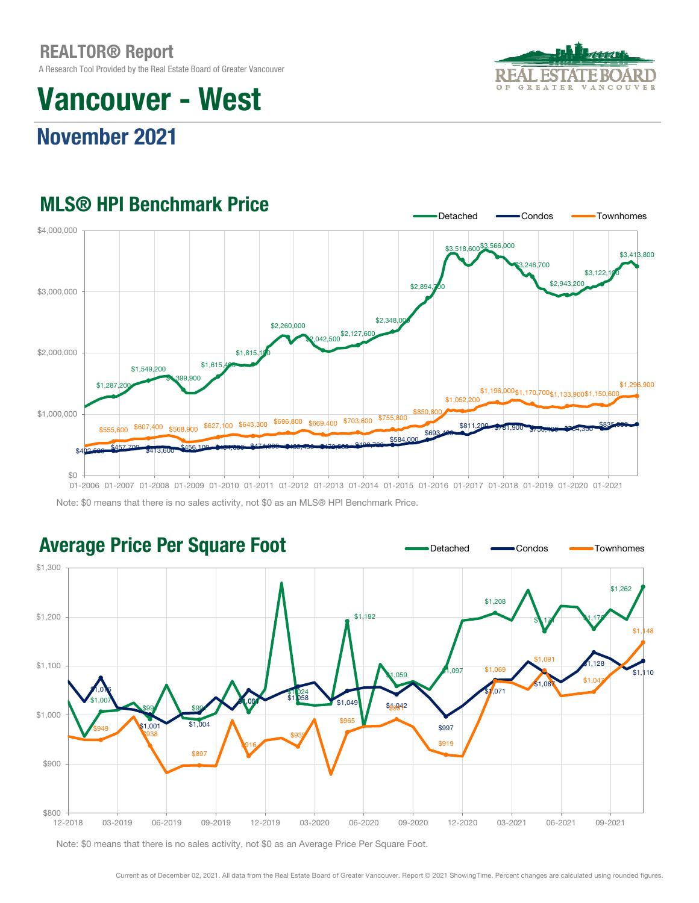# REALTOR® Report

A Research Tool Provided by the Real Estate Board of Greater Vancouver

# Vancouver - West

## November 2021

## MLS® HPI Benchmark Price

Detached
Condos
Townhomes

$4,000,000
$3,000,000
$2,000,000
$1,000,000
$0

01-2006 01-2007 01-2008 01-2009 01-2010 01-2011 01-2012 01-2013 01-2014 01-2015 01-2016 01-2017 01-2018 01-2019 01-2020 01-2021

$1,287,200 $1,549,200 $1,399,900 $1,615,400 $1,815,100 $2,260,000 $2,042,500 $2,127,600 $2,348,000 $2,894,700 $3,518,600 $3,566,000 $3,246,700 $2,943,200 $3,122,100 $3,413,800

$555,600 $607,400 $568,900 $627,100 $643,300 $696,800 $669,400 $703,600 $755,800 $850,800 $1,052,200 $1,196,000 $1,170,700 $1,133,900 $1,150,600 $1,296,900

$402,500 $457,700 $413,600 $456,100 $584,000 $693,400 $811,200 $781,900 $835,500

Note: $0 means that there is no sales activity, not $0 as an MLS® HPI Benchmark Price.

## Average Price Per Square Foot

Detached
Condos
Townhomes

$1,300
$1,200
$1,100
$1,000
$900
$800

12-2018 03-2019 06-2019 09-2019 12-2019 03-2020 06-2020 09-2020 12-2020 03-2021 06-2021 09-2021

$1,007 $1,076 $949 $1,001 $938 $897 $1,004 $916 $1,024 $1,058 $939 $1,049 $965 $1,192 $1,059 $1,042 $997 $919 $1,097 $1,208 $1,069 $1,071 $1,091 $1,087 $1,128 $1,047 $1,262 $1,148 $1,110

Note: $0 means that there is no sales activity, not $0 as an Average Price Per Square Foot.

Current as of December 02, 2021. All data from the Real Estate Board of Greater Vancouver. Report © 2021 ShowingTime. Percent changes are calculated using rounded figures.